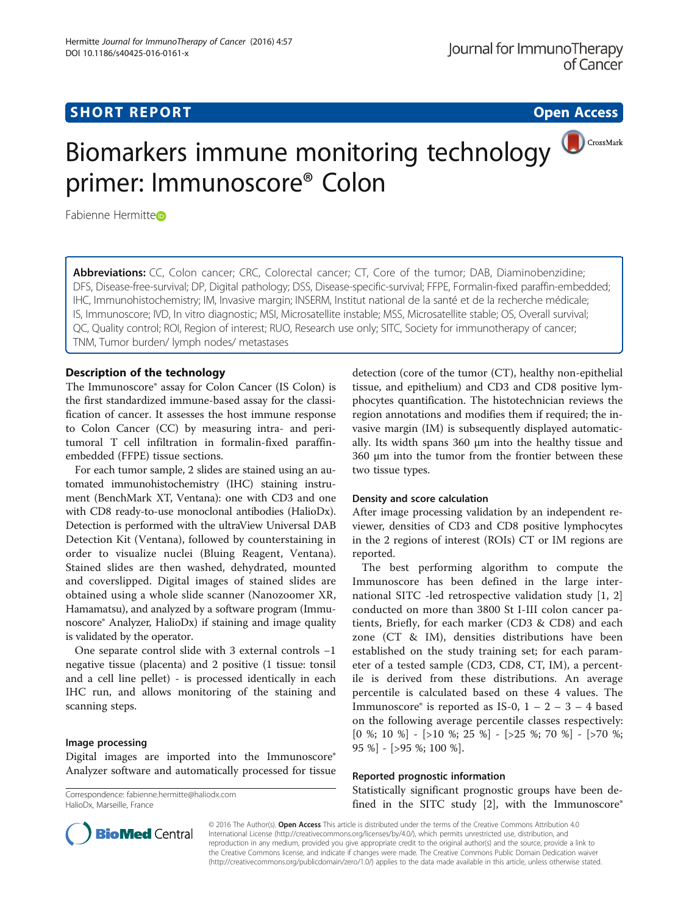**SHORT REPORT** **Open Access**

# Biomarkers immune monitoring technology primer: Immunoscore® Colon

Fabienne Hermitte

**Abbreviations:** CC, Colon cancer; CRC, Colorectal cancer; CT, Core of the tumor; DAB, Diaminobenzidine; DFS, Disease-free-survival; DP, Digital pathology; DSS, Disease-specific-survival; FFPE, Formalin-fixed paraffin-embedded; IHC, Immunohistochemistry; IM, Invasive margin; INSERM, Institut national de la santé et de la recherche médicale; IS, Immunoscore; IVD, In vitro diagnostic; MSI, Microsatellite instable; MSS, Microsatellite stable; OS, Overall survival; QC, Quality control; ROI, Region of interest; RUO, Research use only; SITC, Society for immunotherapy of cancer; TNM, Tumor burden/ lymph nodes/ metastases

## Description of the technology

The Immunoscore® assay for Colon Cancer (IS Colon) is the first standardized immune-based assay for the classification of cancer. It assesses the host immune response to Colon Cancer (CC) by measuring intra- and peritumoral T cell infiltration in formalin-fixed paraffin-embedded (FFPE) tissue sections.

For each tumor sample, 2 slides are stained using an automated immunohistochemistry (IHC) staining instrument (BenchMark XT, Ventana): one with CD3 and one with CD8 ready-to-use monoclonal antibodies (HalioDx). Detection is performed with the ultraView Universal DAB Detection Kit (Ventana), followed by counterstaining in order to visualize nuclei (Bluing Reagent, Ventana). Stained slides are then washed, dehydrated, mounted and coverslipped. Digital images of stained slides are obtained using a whole slide scanner (Nanozoomer XR, Hamamatsu), and analyzed by a software program (Immunoscore® Analyzer, HalioDx) if staining and image quality is validated by the operator.

One separate control slide with 3 external controls –1 negative tissue (placenta) and 2 positive (1 tissue: tonsil and a cell line pellet) - is processed identically in each IHC run, and allows monitoring of the staining and scanning steps.

### Image processing

Digital images are imported into the Immunoscore® Analyzer software and automatically processed for tissue detection (core of the tumor (CT), healthy non-epithelial tissue, and epithelium) and CD3 and CD8 positive lymphocytes quantification. The histotechnician reviews the region annotations and modifies them if required; the invasive margin (IM) is subsequently displayed automatically. Its width spans 360 μm into the healthy tissue and 360 μm into the tumor from the frontier between these two tissue types.

### Density and score calculation

After image processing validation by an independent reviewer, densities of CD3 and CD8 positive lymphocytes in the 2 regions of interest (ROIs) CT or IM regions are reported.

The best performing algorithm to compute the Immunoscore has been defined in the large international SITC -led retrospective validation study [1, 2] conducted on more than 3800 St I-III colon cancer patients, Briefly, for each marker (CD3 & CD8) and each zone (CT & IM), densities distributions have been established on the study training set; for each parameter of a tested sample (CD3, CD8, CT, IM), a percentile is derived from these distributions. An average percentile is calculated based on these 4 values. The Immunoscore® is reported as IS-0, 1 – 2 – 3 – 4 based on the following average percentile classes respectively: [0 %; 10 %] - [>10 %; 25 %] - [>25 %; 70 %] - [>70 %; 95 %] - [>95 %; 100 %].

### Reported prognostic information

Statistically significant prognostic groups have been defined in the SITC study [2], with the Immunoscore®

Correspondence: fabienne.hermitte@haliodx.com
HalioDx, Marseille, France

© 2016 The Author(s). **Open Access** This article is distributed under the terms of the Creative Commons Attribution 4.0 International License (http://creativecommons.org/licenses/by/4.0/), which permits unrestricted use, distribution, and reproduction in any medium, provided you give appropriate credit to the original author(s) and the source, provide a link to the Creative Commons license, and indicate if changes were made. The Creative Commons Public Domain Dedication waiver (http://creativecommons.org/publicdomain/zero/1.0/) applies to the data made available in this article, unless otherwise stated.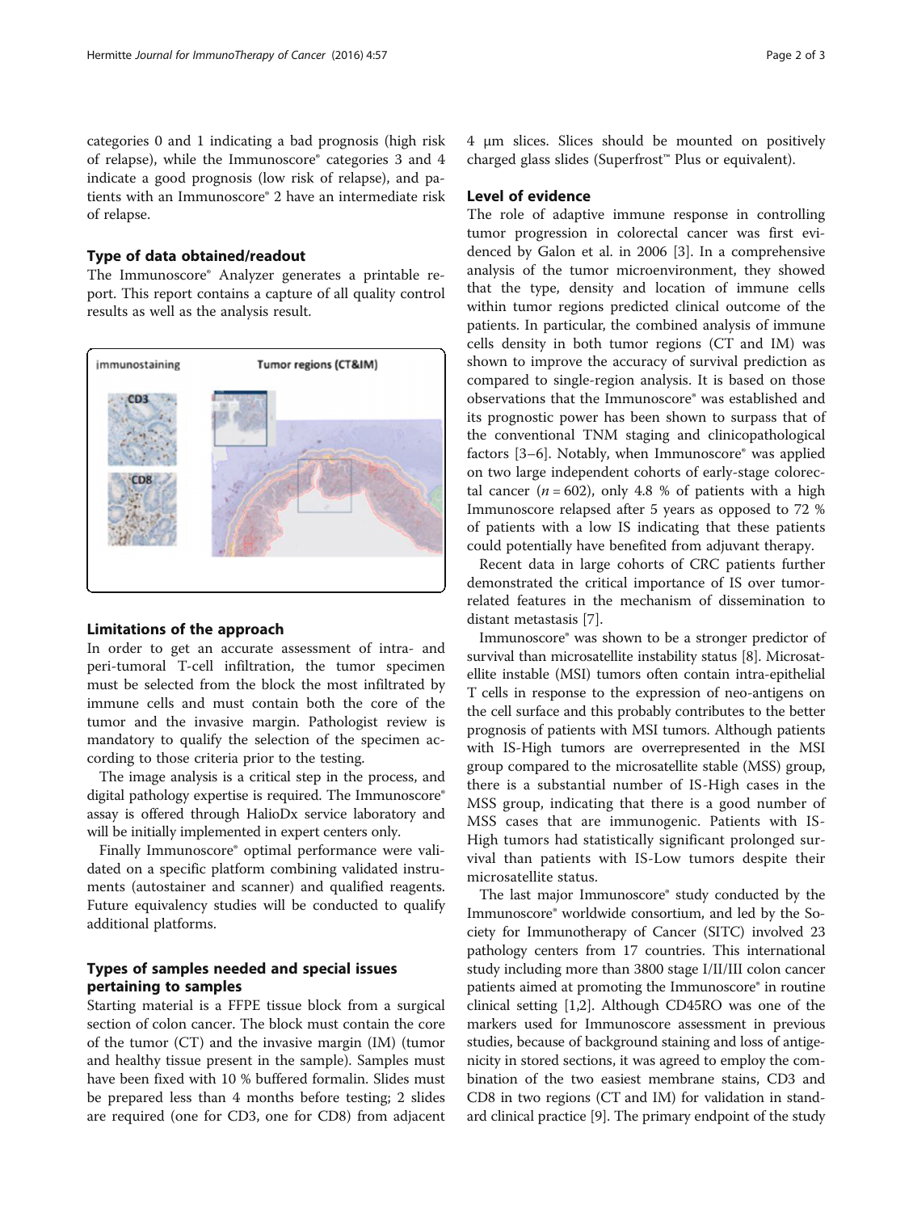categories 0 and 1 indicating a bad prognosis (high risk of relapse), while the Immunoscore® categories 3 and 4 indicate a good prognosis (low risk of relapse), and patients with an Immunoscore® 2 have an intermediate risk of relapse.

## Type of data obtained/readout

The Immunoscore® Analyzer generates a printable report. This report contains a capture of all quality control results as well as the analysis result.

immunostaining

CD3

CD8

Tumor regions (CT&IM)

## Limitations of the approach

In order to get an accurate assessment of intra- and peri-tumoral T-cell infiltration, the tumor specimen must be selected from the block the most infiltrated by immune cells and must contain both the core of the tumor and the invasive margin. Pathologist review is mandatory to qualify the selection of the specimen according to those criteria prior to the testing.

The image analysis is a critical step in the process, and digital pathology expertise is required. The Immunoscore® assay is offered through HalioDx service laboratory and will be initially implemented in expert centers only.

Finally Immunoscore® optimal performance were validated on a specific platform combining validated instruments (autostainer and scanner) and qualified reagents. Future equivalency studies will be conducted to qualify additional platforms.

## Types of samples needed and special issues pertaining to samples

Starting material is a FFPE tissue block from a surgical section of colon cancer. The block must contain the core of the tumor (CT) and the invasive margin (IM) (tumor and healthy tissue present in the sample). Samples must have been fixed with 10 % buffered formalin. Slides must be prepared less than 4 months before testing; 2 slides are required (one for CD3, one for CD8) from adjacent 4 μm slices. Slices should be mounted on positively charged glass slides (Superfrost™ Plus or equivalent).

## Level of evidence

The role of adaptive immune response in controlling tumor progression in colorectal cancer was first evidenced by Galon et al. in 2006 [3]. In a comprehensive analysis of the tumor microenvironment, they showed that the type, density and location of immune cells within tumor regions predicted clinical outcome of the patients. In particular, the combined analysis of immune cells density in both tumor regions (CT and IM) was shown to improve the accuracy of survival prediction as compared to single-region analysis. It is based on those observations that the Immunoscore® was established and its prognostic power has been shown to surpass that of the conventional TNM staging and clinicopathological factors [3–6]. Notably, when Immunoscore® was applied on two large independent cohorts of early-stage colorectal cancer ($n = 602$), only 4.8 % of patients with a high Immunoscore relapsed after 5 years as opposed to 72 % of patients with a low IS indicating that these patients could potentially have benefited from adjuvant therapy.

Recent data in large cohorts of CRC patients further demonstrated the critical importance of IS over tumor-related features in the mechanism of dissemination to distant metastasis [7].

Immunoscore® was shown to be a stronger predictor of survival than microsatellite instability status [8]. Microsatellite instable (MSI) tumors often contain intra-epithelial T cells in response to the expression of neo-antigens on the cell surface and this probably contributes to the better prognosis of patients with MSI tumors. Although patients with IS-High tumors are overrepresented in the MSI group compared to the microsatellite stable (MSS) group, there is a substantial number of IS-High cases in the MSS group, indicating that there is a good number of MSS cases that are immunogenic. Patients with IS-High tumors had statistically significant prolonged survival than patients with IS-Low tumors despite their microsatellite status.

The last major Immunoscore® study conducted by the Immunoscore® worldwide consortium, and led by the Society for Immunotherapy of Cancer (SITC) involved 23 pathology centers from 17 countries. This international study including more than 3800 stage I/II/III colon cancer patients aimed at promoting the Immunoscore® in routine clinical setting [1,2]. Although CD45RO was one of the markers used for Immunoscore assessment in previous studies, because of background staining and loss of antigenicity in stored sections, it was agreed to employ the combination of the two easiest membrane stains, CD3 and CD8 in two regions (CT and IM) for validation in standard clinical practice [9]. The primary endpoint of the study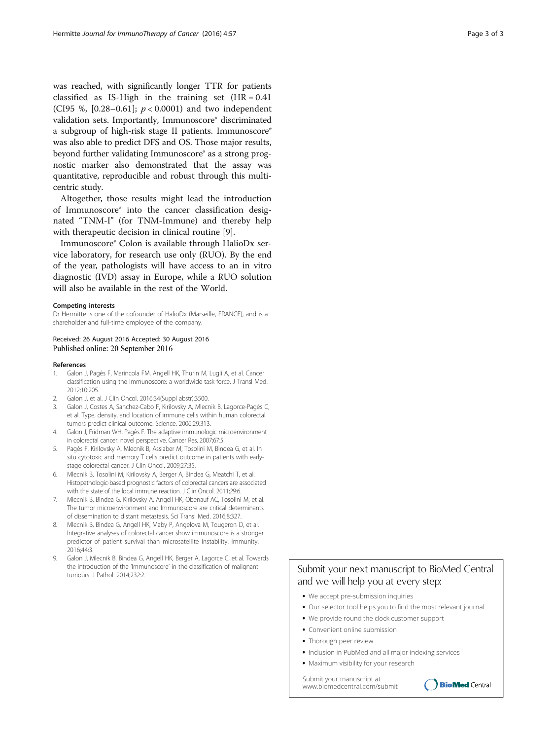was reached, with significantly longer TTR for patients classified as IS-High in the training set (HR = 0.41 (CI95 %, [0.28–0.61]; $p < 0.0001$) and two independent validation sets. Importantly, Immunoscore® discriminated a subgroup of high-risk stage II patients. Immunoscore® was also able to predict DFS and OS. Those major results, beyond further validating Immunoscore® as a strong prognostic marker also demonstrated that the assay was quantitative, reproducible and robust through this multicentric study.

Altogether, those results might lead the introduction of Immunoscore® into the cancer classification designated "TNM-I" (for TNM-Immune) and thereby help with therapeutic decision in clinical routine [9].

Immunoscore® Colon is available through HalioDx service laboratory, for research use only (RUO). By the end of the year, pathologists will have access to an in vitro diagnostic (IVD) assay in Europe, while a RUO solution will also be available in the rest of the World.

#### Competing interests

Dr Hermitte is one of the cofounder of HalioDx (Marseille, FRANCE), and is a shareholder and full-time employee of the company.

Received: 26 August 2016 Accepted: 30 August 2016
Published online: 20 September 2016

#### References

1. Galon J, Pagès F, Marincola FM, Angell HK, Thurin M, Lugli A, et al. Cancer classification using the immunoscore: a worldwide task force. J Transl Med. 2012;10:205.
2. Galon J, et al. J Clin Oncol. 2016;34(Suppl abstr):3500.
3. Galon J, Costes A, Sanchez-Cabo F, Kirilovsky A, Mlecnik B, Lagorce-Pagès C, et al. Type, density, and location of immune cells within human colorectal tumors predict clinical outcome. Science. 2006;29:313.
4. Galon J, Fridman WH, Pagès F. The adaptive immunologic microenvironment in colorectal cancer: novel perspective. Cancer Res. 2007;67:5.
5. Pagès F, Kirilovsky A, Mlecnik B, Asslaber M, Tosolini M, Bindea G, et al. In situ cytotoxic and memory T cells predict outcome in patients with early-stage colorectal cancer. J Clin Oncol. 2009;27:35.
6. Mlecnik B, Tosolini M, Kirilovsky A, Berger A, Bindea G, Meatchi T, et al. Histopathologic-based prognostic factors of colorectal cancers are associated with the state of the local immune reaction. J Clin Oncol. 2011;29:6.
7. Mlecnik B, Bindea G, Kirilovsky A, Angell HK, Obenauf AC, Tosolini M, et al. The tumor microenvironment and Immunoscore are critical determinants of dissemination to distant metastasis. Sci Transl Med. 2016;8:327.
8. Mlecnik B, Bindea G, Angell HK, Maby P, Angelova M, Tougeron D, et al. Integrative analyses of colorectal cancer show immunoscore is a stronger predictor of patient survival than microsatellite instability. Immunity. 2016;44:3.
9. Galon J, Mlecnik B, Bindea G, Angell HK, Berger A, Lagorce C, et al. Towards the introduction of the 'Immunoscore' in the classification of malignant tumours. J Pathol. 2014;232:2.

Submit your next manuscript to BioMed Central and we will help you at every step:

- We accept pre-submission inquiries
- Our selector tool helps you to find the most relevant journal
- We provide round the clock customer support
- Convenient online submission
- Thorough peer review
- Inclusion in PubMed and all major indexing services
- Maximum visibility for your research

Submit your manuscript at
www.biomedcentral.com/submit

BioMed Central